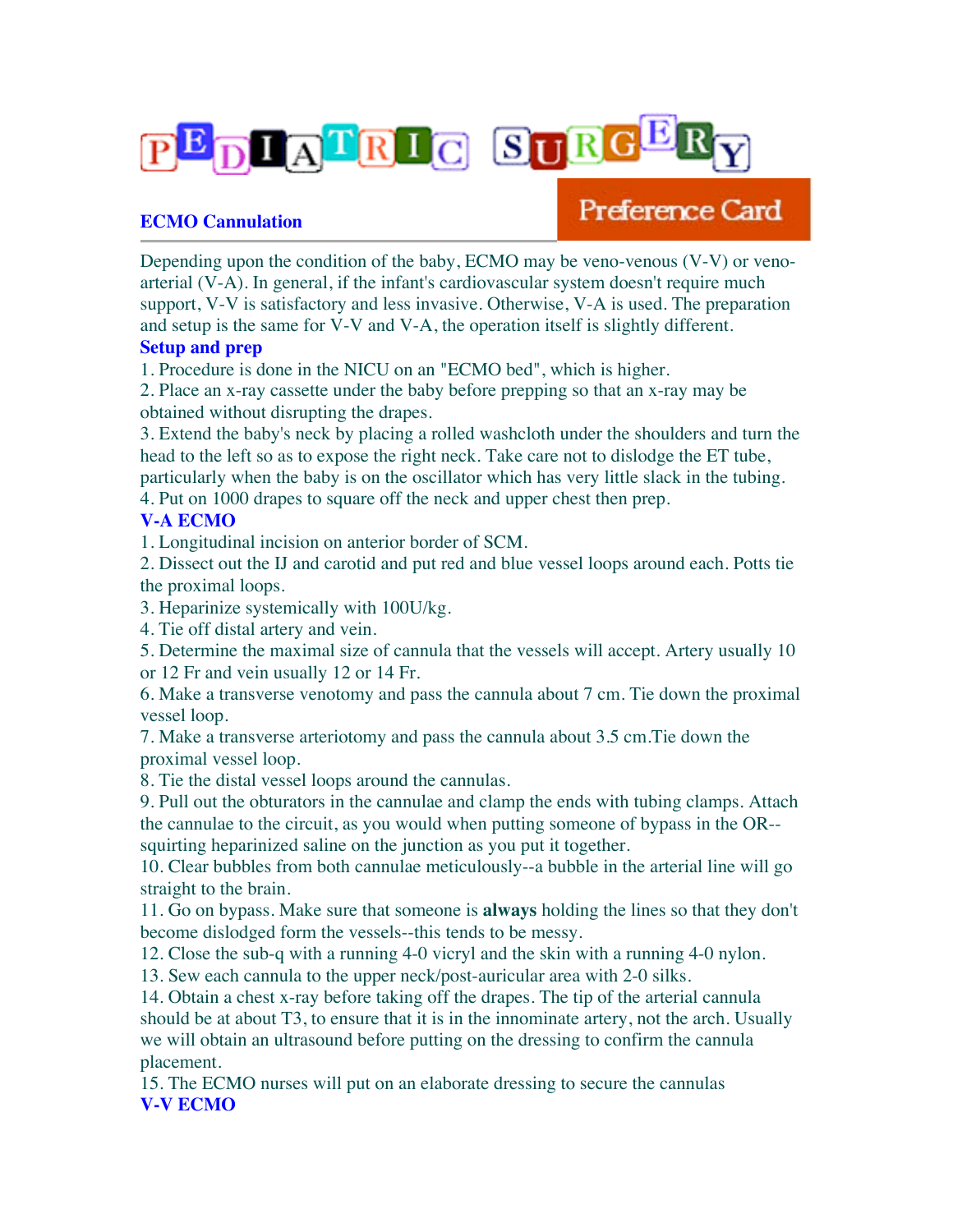# PEDIATRIC SURGERY

## ECMO Cannulation

Preference Card

Depending upon the condition of the baby, ECMO may be veno-venous (V-V) or veno-arterial (V-A). In general, if the infant's cardiovascular system doesn't require much support, V-V is satisfactory and less invasive. Otherwise, V-A is used. The preparation and setup is the same for V-V and V-A, the operation itself is slightly different.

### Setup and prep

1. Procedure is done in the NICU on an "ECMO bed", which is higher.
2. Place an x-ray cassette under the baby before prepping so that an x-ray may be obtained without disrupting the drapes.
3. Extend the baby's neck by placing a rolled washcloth under the shoulders and turn the head to the left so as to expose the right neck. Take care not to dislodge the ET tube, particularly when the baby is on the oscillator which has very little slack in the tubing.
4. Put on 1000 drapes to square off the neck and upper chest then prep.

### V-A ECMO

1. Longitudinal incision on anterior border of SCM.
2. Dissect out the IJ and carotid and put red and blue vessel loops around each. Potts tie the proximal loops.
3. Heparinize systemically with 100U/kg.
4. Tie off distal artery and vein.
5. Determine the maximal size of cannula that the vessels will accept. Artery usually 10 or 12 Fr and vein usually 12 or 14 Fr.
6. Make a transverse venotomy and pass the cannula about 7 cm. Tie down the proximal vessel loop.
7. Make a transverse arteriotomy and pass the cannula about 3.5 cm.Tie down the proximal vessel loop.
8. Tie the distal vessel loops around the cannulas.
9. Pull out the obturators in the cannulae and clamp the ends with tubing clamps. Attach the cannulae to the circuit, as you would when putting someone of bypass in the OR--squirting heparinized saline on the junction as you put it together.
10. Clear bubbles from both cannulae meticulously--a bubble in the arterial line will go straight to the brain.
11. Go on bypass. Make sure that someone is **always** holding the lines so that they don't become dislodged form the vessels--this tends to be messy.
12. Close the sub-q with a running 4-0 vicryl and the skin with a running 4-0 nylon.
13. Sew each cannula to the upper neck/post-auricular area with 2-0 silks.
14. Obtain a chest x-ray before taking off the drapes. The tip of the arterial cannula should be at about T3, to ensure that it is in the innominate artery, not the arch. Usually we will obtain an ultrasound before putting on the dressing to confirm the cannula placement.
15. The ECMO nurses will put on an elaborate dressing to secure the cannulas

### V-V ECMO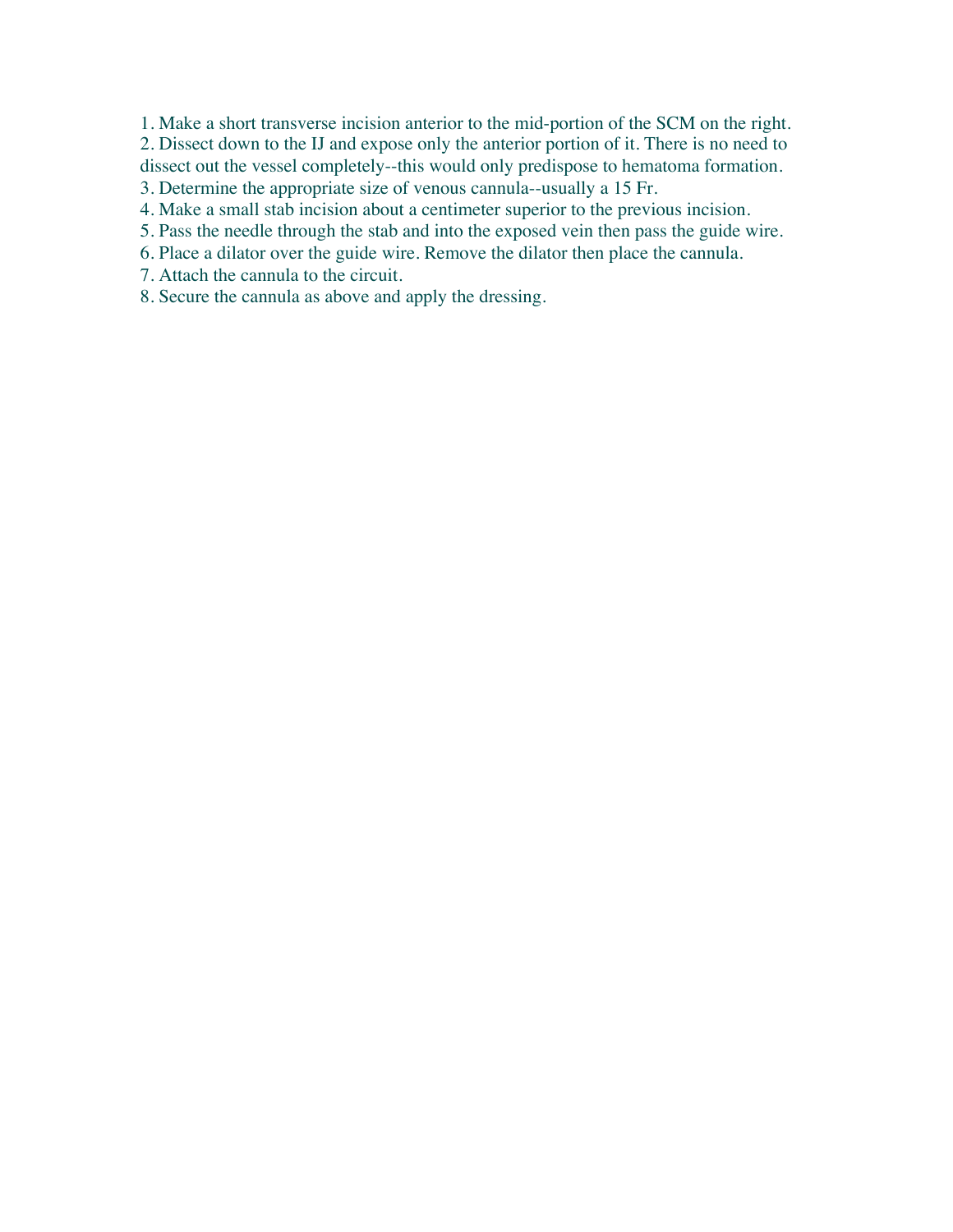1. Make a short transverse incision anterior to the mid-portion of the SCM on the right.
2. Dissect down to the IJ and expose only the anterior portion of it. There is no need to dissect out the vessel completely--this would only predispose to hematoma formation.
3. Determine the appropriate size of venous cannula--usually a 15 Fr.
4. Make a small stab incision about a centimeter superior to the previous incision.
5. Pass the needle through the stab and into the exposed vein then pass the guide wire.
6. Place a dilator over the guide wire. Remove the dilator then place the cannula.
7. Attach the cannula to the circuit.
8. Secure the cannula as above and apply the dressing.